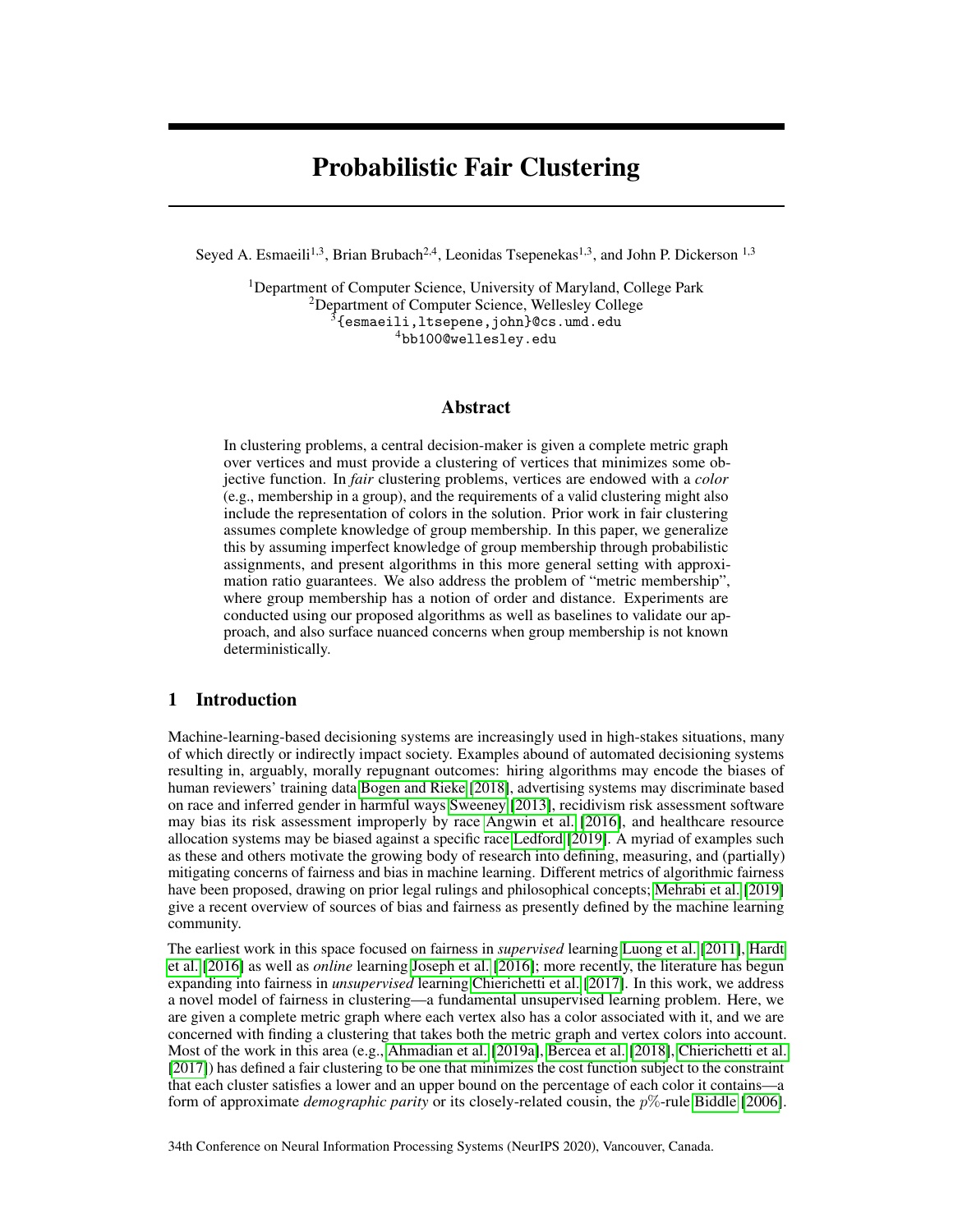# Probabilistic Fair Clustering

Seyed A. Esmaeili[1,3], Brian Brubach[2,4], Leonidas Tsepenekas[1,3], and John P. Dickerson [1,3]

[1]Department of Computer Science, University of Maryland, College Park
[2]Department of Computer Science, Wellesley College
[3]{esmaeili,ltsepene,john}@cs.umd.edu
[4]bb100@wellesley.edu

## Abstract

In clustering problems, a central decision-maker is given a complete metric graph over vertices and must provide a clustering of vertices that minimizes some objective function. In *fair* clustering problems, vertices are endowed with a *color* (e.g., membership in a group), and the requirements of a valid clustering might also include the representation of colors in the solution. Prior work in fair clustering assumes complete knowledge of group membership. In this paper, we generalize this by assuming imperfect knowledge of group membership through probabilistic assignments, and present algorithms in this more general setting with approximation ratio guarantees. We also address the problem of "metric membership", where group membership has a notion of order and distance. Experiments are conducted using our proposed algorithms as well as baselines to validate our approach, and also surface nuanced concerns when group membership is not known deterministically.

## 1 Introduction

Machine-learning-based decisioning systems are increasingly used in high-stakes situations, many of which directly or indirectly impact society. Examples abound of automated decisioning systems resulting in, arguably, morally repugnant outcomes: hiring algorithms may encode the biases of human reviewers' training data Bogen and Rieke [2018], advertising systems may discriminate based on race and inferred gender in harmful ways Sweeney [2013], recidivism risk assessment software may bias its risk assessment improperly by race Angwin et al. [2016], and healthcare resource allocation systems may be biased against a specific race Ledford [2019]. A myriad of examples such as these and others motivate the growing body of research into defining, measuring, and (partially) mitigating concerns of fairness and bias in machine learning. Different metrics of algorithmic fairness have been proposed, drawing on prior legal rulings and philosophical concepts; Mehrabi et al. [2019] give a recent overview of sources of bias and fairness as presently defined by the machine learning community.

The earliest work in this space focused on fairness in *supervised* learning Luong et al. [2011], Hardt et al. [2016] as well as *online* learning Joseph et al. [2016]; more recently, the literature has begun expanding into fairness in *unsupervised* learning Chierichetti et al. [2017]. In this work, we address a novel model of fairness in clustering—a fundamental unsupervised learning problem. Here, we are given a complete metric graph where each vertex also has a color associated with it, and we are concerned with finding a clustering that takes both the metric graph and vertex colors into account. Most of the work in this area (e.g., Ahmadian et al. [2019a], Bercea et al. [2018], Chierichetti et al. [2017]) has defined a fair clustering to be one that minimizes the cost function subject to the constraint that each cluster satisfies a lower and an upper bound on the percentage of each color it contains—a form of approximate *demographic parity* or its closely-related cousin, the $p\%$-rule Biddle [2006].

34th Conference on Neural Information Processing Systems (NeurIPS 2020), Vancouver, Canada.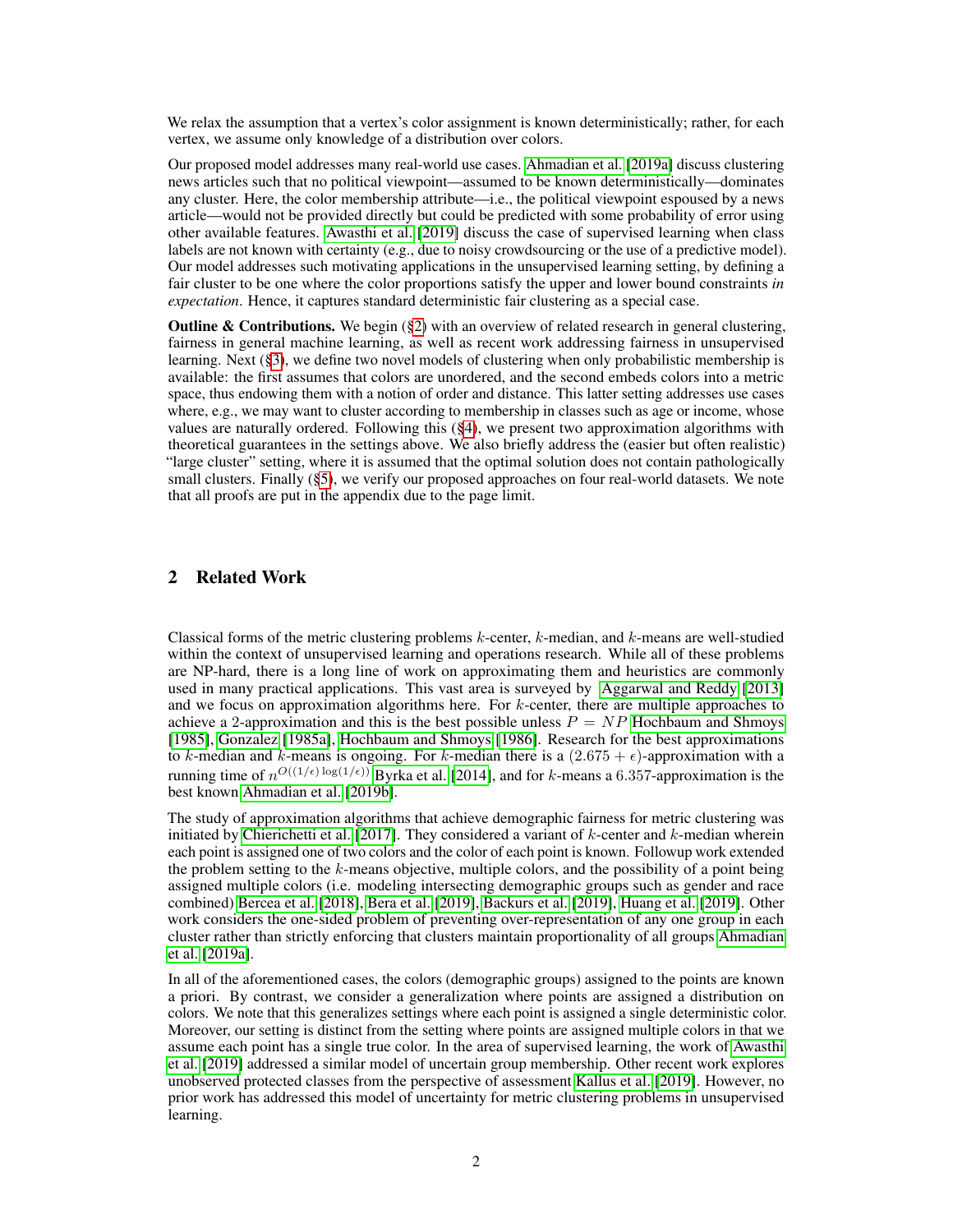We relax the assumption that a vertex's color assignment is known deterministically; rather, for each vertex, we assume only knowledge of a distribution over colors.

Our proposed model addresses many real-world use cases. Ahmadian et al. [2019a] discuss clustering news articles such that no political viewpoint—assumed to be known deterministically—dominates any cluster. Here, the color membership attribute—i.e., the political viewpoint espoused by a news article—would not be provided directly but could be predicted with some probability of error using other available features. Awasthi et al. [2019] discuss the case of supervised learning when class labels are not known with certainty (e.g., due to noisy crowdsourcing or the use of a predictive model). Our model addresses such motivating applications in the unsupervised learning setting, by defining a fair cluster to be one where the color proportions satisfy the upper and lower bound constraints *in expectation*. Hence, it captures standard deterministic fair clustering as a special case.

**Outline & Contributions.** We begin (§2) with an overview of related research in general clustering, fairness in general machine learning, as well as recent work addressing fairness in unsupervised learning. Next (§3), we define two novel models of clustering when only probabilistic membership is available: the first assumes that colors are unordered, and the second embeds colors into a metric space, thus endowing them with a notion of order and distance. This latter setting addresses use cases where, e.g., we may want to cluster according to membership in classes such as age or income, whose values are naturally ordered. Following this (§4), we present two approximation algorithms with theoretical guarantees in the settings above. We also briefly address the (easier but often realistic) "large cluster" setting, where it is assumed that the optimal solution does not contain pathologically small clusters. Finally (§5), we verify our proposed approaches on four real-world datasets. We note that all proofs are put in the appendix due to the page limit.

## 2 Related Work

Classical forms of the metric clustering problems $k$-center, $k$-median, and $k$-means are well-studied within the context of unsupervised learning and operations research. While all of these problems are NP-hard, there is a long line of work on approximating them and heuristics are commonly used in many practical applications. This vast area is surveyed by Aggarwal and Reddy [2013] and we focus on approximation algorithms here. For $k$-center, there are multiple approaches to achieve a 2-approximation and this is the best possible unless $P = NP$ Hochbaum and Shmoys [1985], Gonzalez [1985a], Hochbaum and Shmoys [1986]. Research for the best approximations to $k$-median and $k$-means is ongoing. For $k$-median there is a $(2.675 + \epsilon)$-approximation with a running time of $n^{O((1/\epsilon)\log(1/\epsilon))}$ Byrka et al. [2014], and for $k$-means a 6.357-approximation is the best known Ahmadian et al. [2019b].

The study of approximation algorithms that achieve demographic fairness for metric clustering was initiated by Chierichetti et al. [2017]. They considered a variant of $k$-center and $k$-median wherein each point is assigned one of two colors and the color of each point is known. Followup work extended the problem setting to the $k$-means objective, multiple colors, and the possibility of a point being assigned multiple colors (i.e. modeling intersecting demographic groups such as gender and race combined) Bercea et al. [2018], Bera et al. [2019], Backurs et al. [2019], Huang et al. [2019]. Other work considers the one-sided problem of preventing over-representation of any one group in each cluster rather than strictly enforcing that clusters maintain proportionality of all groups Ahmadian et al. [2019a].

In all of the aforementioned cases, the colors (demographic groups) assigned to the points are known a priori. By contrast, we consider a generalization where points are assigned a distribution on colors. We note that this generalizes settings where each point is assigned a single deterministic color. Moreover, our setting is distinct from the setting where points are assigned multiple colors in that we assume each point has a single true color. In the area of supervised learning, the work of Awasthi et al. [2019] addressed a similar model of uncertain group membership. Other recent work explores unobserved protected classes from the perspective of assessment Kallus et al. [2019]. However, no prior work has addressed this model of uncertainty for metric clustering problems in unsupervised learning.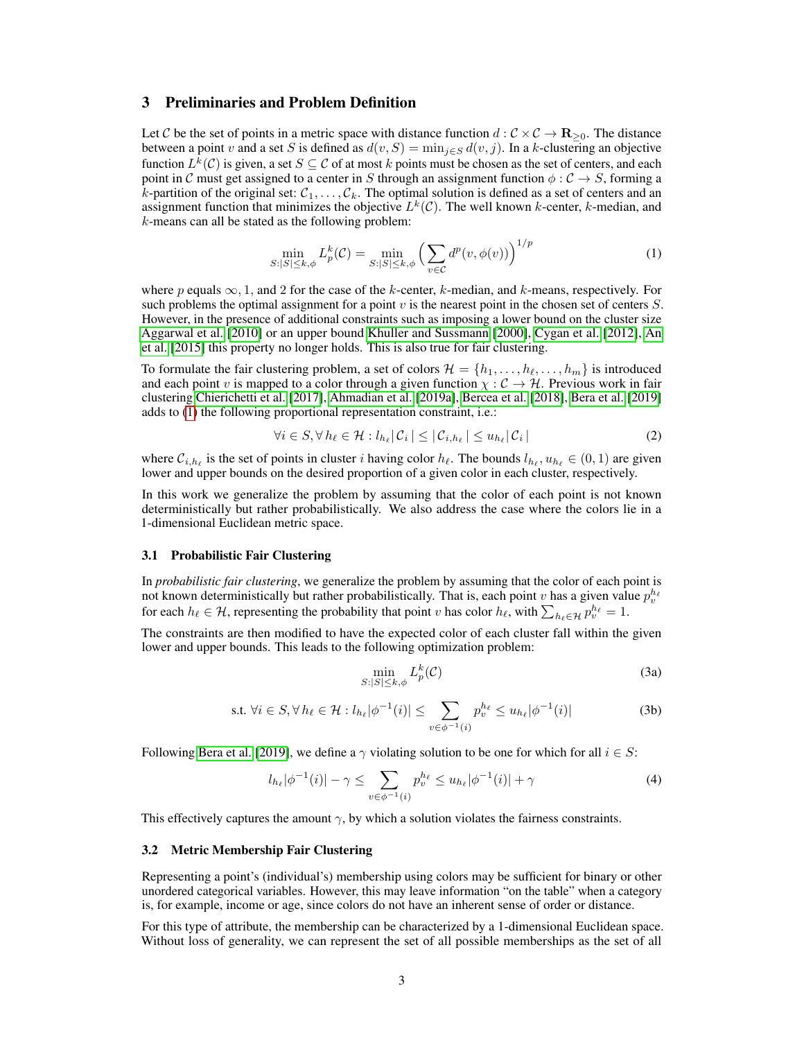## 3 Preliminaries and Problem Definition

Let $\mathcal{C}$ be the set of points in a metric space with distance function $d : \mathcal{C} \times \mathcal{C} \to \mathbf{R}_{\geq 0}$. The distance between a point $v$ and a set $S$ is defined as $d(v, S) = \min_{j \in S} d(v, j)$. In a $k$-clustering an objective function $L^k(\mathcal{C})$ is given, a set $S \subseteq \mathcal{C}$ of at most $k$ points must be chosen as the set of centers, and each point in $\mathcal{C}$ must get assigned to a center in $S$ through an assignment function $\phi : \mathcal{C} \to S$, forming a $k$-partition of the original set: $\mathcal{C}_1, \ldots, \mathcal{C}_k$. The optimal solution is defined as a set of centers and an assignment function that minimizes the objective $L^k(\mathcal{C})$. The well known $k$-center, $k$-median, and $k$-means can all be stated as the following problem:

$$\min_{S:|S| \leq k, \phi} L_p^k(\mathcal{C}) = \min_{S:|S| \leq k, \phi} \Big( \sum_{v \in \mathcal{C}} d^p(v, \phi(v)) \Big)^{1/p} \tag{1}$$

where $p$ equals $\infty, 1$, and $2$ for the case of the $k$-center, $k$-median, and $k$-means, respectively. For such problems the optimal assignment for a point $v$ is the nearest point in the chosen set of centers $S$. However, in the presence of additional constraints such as imposing a lower bound on the cluster size Aggarwal et al. [2010] or an upper bound Khuller and Sussmann [2000], Cygan et al. [2012], An et al. [2015] this property no longer holds. This is also true for fair clustering.

To formulate the fair clustering problem, a set of colors $\mathcal{H} = \{h_1, \ldots, h_\ell, \ldots, h_m\}$ is introduced and each point $v$ is mapped to a color through a given function $\chi : \mathcal{C} \to \mathcal{H}$. Previous work in fair clustering Chierichetti et al. [2017], Ahmadian et al. [2019a], Bercea et al. [2018], Bera et al. [2019] adds to (1) the following proportional representation constraint, i.e.:

$$\forall i \in S, \forall h_\ell \in \mathcal{H} : l_{h_\ell} |\mathcal{C}_i| \leq |\mathcal{C}_{i,h_\ell}| \leq u_{h_\ell} |\mathcal{C}_i| \tag{2}$$

where $\mathcal{C}_{i,h_\ell}$ is the set of points in cluster $i$ having color $h_\ell$. The bounds $l_{h_\ell}, u_{h_\ell} \in (0, 1)$ are given lower and upper bounds on the desired proportion of a given color in each cluster, respectively.

In this work we generalize the problem by assuming that the color of each point is not known deterministically but rather probabilistically. We also address the case where the colors lie in a 1-dimensional Euclidean metric space.

### 3.1 Probabilistic Fair Clustering

In *probabilistic fair clustering*, we generalize the problem by assuming that the color of each point is not known deterministically but rather probabilistically. That is, each point $v$ has a given value $p_v^{h_\ell}$ for each $h_\ell \in \mathcal{H}$, representing the probability that point $v$ has color $h_\ell$, with $\sum_{h_\ell \in \mathcal{H}} p_v^{h_\ell} = 1$.

The constraints are then modified to have the expected color of each cluster fall within the given lower and upper bounds. This leads to the following optimization problem:

$$\min_{S:|S| \leq k, \phi} L_p^k(\mathcal{C}) \tag{3a}$$

$$\text{s.t. } \forall i \in S, \forall h_\ell \in \mathcal{H} : l_{h_\ell} |\phi^{-1}(i)| \leq \sum_{v \in \phi^{-1}(i)} p_v^{h_\ell} \leq u_{h_\ell} |\phi^{-1}(i)| \tag{3b}$$

Following Bera et al. [2019], we define a $\gamma$ violating solution to be one for which for all $i \in S$:

$$l_{h_\ell} |\phi^{-1}(i)| - \gamma \leq \sum_{v \in \phi^{-1}(i)} p_v^{h_\ell} \leq u_{h_\ell} |\phi^{-1}(i)| + \gamma \tag{4}$$

This effectively captures the amount $\gamma$, by which a solution violates the fairness constraints.

### 3.2 Metric Membership Fair Clustering

Representing a point's (individual's) membership using colors may be sufficient for binary or other unordered categorical variables. However, this may leave information "on the table" when a category is, for example, income or age, since colors do not have an inherent sense of order or distance.

For this type of attribute, the membership can be characterized by a 1-dimensional Euclidean space. Without loss of generality, we can represent the set of all possible memberships as the set of all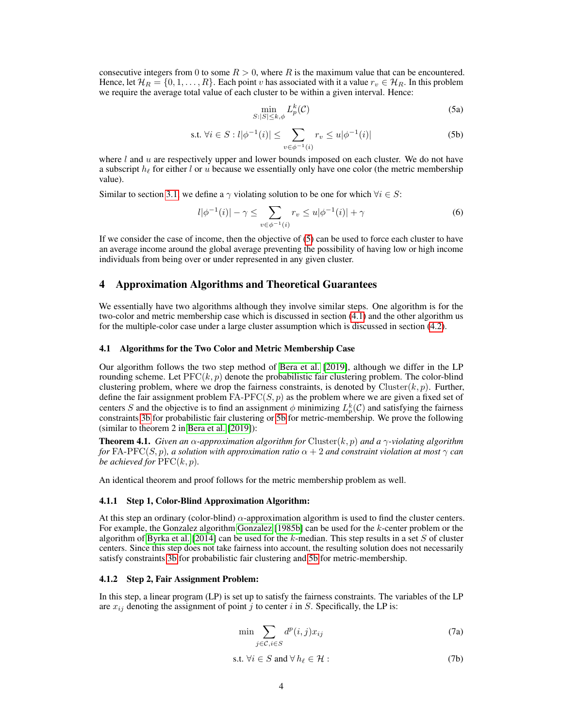consecutive integers from 0 to some $R > 0$, where $R$ is the maximum value that can be encountered. Hence, let $\mathcal{H}_R = \{0, 1, \ldots, R\}$. Each point $v$ has associated with it a value $r_v \in \mathcal{H}_R$. In this problem we require the average total value of each cluster to be within a given interval. Hence:

$$\min_{S:|S|\leq k, \phi} L_p^k(\mathcal{C}) \tag{5a}$$

$$\text{s.t. } \forall i \in S : l|\phi^{-1}(i)| \leq \sum_{v \in \phi^{-1}(i)} r_v \leq u|\phi^{-1}(i)| \tag{5b}$$

where $l$ and $u$ are respectively upper and lower bounds imposed on each cluster. We do not have a subscript $h_\ell$ for either $l$ or $u$ because we essentially only have one color (the metric membership value).

Similar to section 3.1, we define a $\gamma$ violating solution to be one for which $\forall i \in S$:

$$l|\phi^{-1}(i)| - \gamma \leq \sum_{v \in \phi^{-1}(i)} r_v \leq u|\phi^{-1}(i)| + \gamma \tag{6}$$

If we consider the case of income, then the objective of (5) can be used to force each cluster to have an average income around the global average preventing the possibility of having low or high income individuals from being over or under represented in any given cluster.

## 4 Approximation Algorithms and Theoretical Guarantees

We essentially have two algorithms although they involve similar steps. One algorithm is for the two-color and metric membership case which is discussed in section (4.1) and the other algorithm us for the multiple-color case under a large cluster assumption which is discussed in section (4.2).

### 4.1 Algorithms for the Two Color and Metric Membership Case

Our algorithm follows the two step method of Bera et al. [2019], although we differ in the LP rounding scheme. Let $\text{PFC}(k, p)$ denote the probabilistic fair clustering problem. The color-blind clustering problem, where we drop the fairness constraints, is denoted by $\text{Cluster}(k, p)$. Further, define the fair assignment problem $\text{FA-PFC}(S, p)$ as the problem where we are given a fixed set of centers $S$ and the objective is to find an assignment $\phi$ minimizing $L_p^k(\mathcal{C})$ and satisfying the fairness constraints 3b for probabilistic fair clustering or 5b for metric-membership. We prove the following (similar to theorem 2 in Bera et al. [2019]):

**Theorem 4.1.** *Given an $\alpha$-approximation algorithm for $\text{Cluster}(k, p)$ and a $\gamma$-violating algorithm for $\text{FA-PFC}(S, p)$, a solution with approximation ratio $\alpha + 2$ and constraint violation at most $\gamma$ can be achieved for $\text{PFC}(k, p)$.*

An identical theorem and proof follows for the metric membership problem as well.

#### 4.1.1 Step 1, Color-Blind Approximation Algorithm:

At this step an ordinary (color-blind) $\alpha$-approximation algorithm is used to find the cluster centers. For example, the Gonzalez algorithm Gonzalez [1985b] can be used for the $k$-center problem or the algorithm of Byrka et al. [2014] can be used for the $k$-median. This step results in a set $S$ of cluster centers. Since this step does not take fairness into account, the resulting solution does not necessarily satisfy constraints 3b for probabilistic fair clustering and 5b for metric-membership.

#### 4.1.2 Step 2, Fair Assignment Problem:

In this step, a linear program (LP) is set up to satisfy the fairness constraints. The variables of the LP are $x_{ij}$ denoting the assignment of point $j$ to center $i$ in $S$. Specifically, the LP is:

$$\min \sum_{j \in \mathcal{C}, i \in S} d^p(i, j) x_{ij} \tag{7a}$$

$$\text{s.t. } \forall i \in S \text{ and } \forall h_\ell \in \mathcal{H} : \tag{7b}$$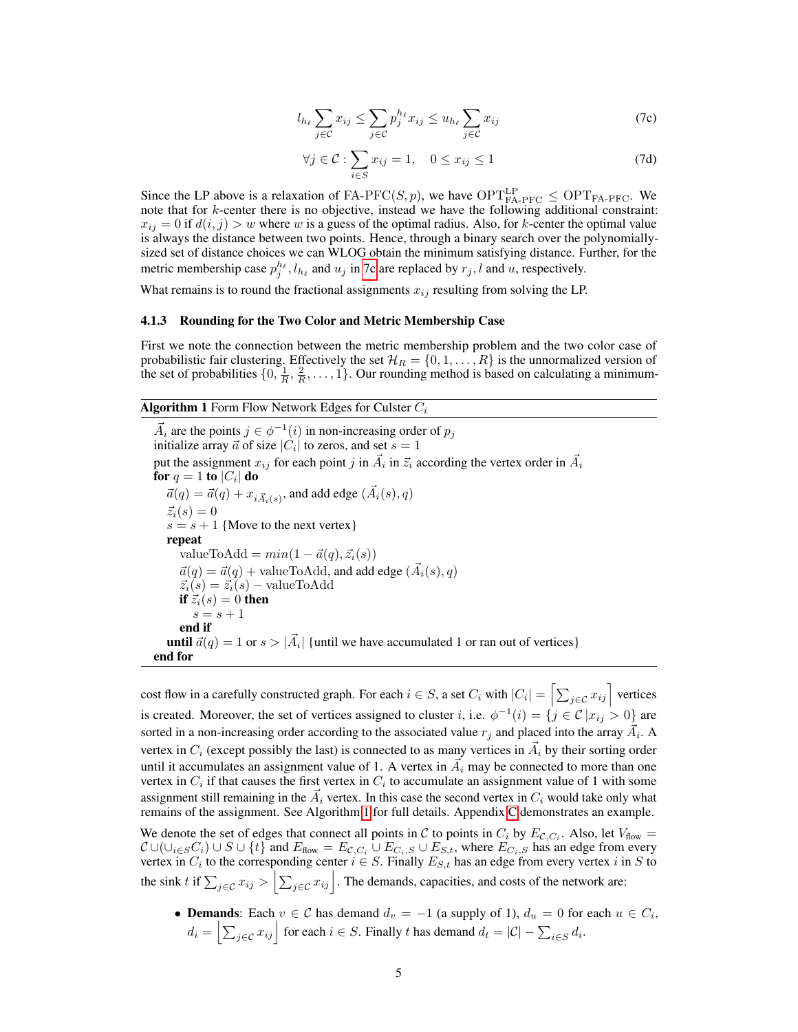$$l_{h_\ell} \sum_{j \in \mathcal{C}} x_{ij} \leq \sum_{j \in \mathcal{C}} p_j^{h_\ell} x_{ij} \leq u_{h_\ell} \sum_{j \in \mathcal{C}} x_{ij} \tag{7c}$$

$$\forall j \in \mathcal{C} : \sum_{i \in S} x_{ij} = 1, \quad 0 \leq x_{ij} \leq 1 \tag{7d}$$

Since the LP above is a relaxation of FA-PFC$(S, p)$, we have $\text{OPT}^{\text{LP}}_{\text{FA-PFC}} \leq \text{OPT}_{\text{FA-PFC}}$. We note that for $k$-center there is no objective, instead we have the following additional constraint: $x_{ij} = 0$ if $d(i, j) > w$ where $w$ is a guess of the optimal radius. Also, for $k$-center the optimal value is always the distance between two points. Hence, through a binary search over the polynomially-sized set of distance choices we can WLOG obtain the minimum satisfying distance. Further, for the metric membership case $p_j^{h_\ell}, l_{h_\ell}$ and $u_j$ in 7c are replaced by $r_j, l$ and $u$, respectively.

What remains is to round the fractional assignments $x_{ij}$ resulting from solving the LP.

### 4.1.3 Rounding for the Two Color and Metric Membership Case

First we note the connection between the metric membership problem and the two color case of probabilistic fair clustering. Effectively the set $\mathcal{H}_R = \{0, 1, \dots, R\}$ is the unnormalized version of the set of probabilities $\{0, \frac{1}{R}, \frac{2}{R}, \dots, 1\}$. Our rounding method is based on calculating a minimum-cost flow in a carefully constructed graph. For each $i \in S$, a set $C_i$ with $|C_i| = \left\lceil \sum_{j \in \mathcal{C}} x_{ij} \right\rceil$ vertices is created. Moreover, the set of vertices assigned to cluster $i$, i.e. $\phi^{-1}(i) = \{j \in \mathcal{C} \,|\, x_{ij} > 0\}$ are sorted in a non-increasing order according to the associated value $r_j$ and placed into the array $\vec{A}_i$. A vertex in $C_i$ (except possibly the last) is connected to as many vertices in $\vec{A}_i$ by their sorting order until it accumulates an assignment value of 1. A vertex in $\vec{A}_i$ may be connected to more than one vertex in $C_i$ if that causes the first vertex in $C_i$ to accumulate an assignment value of 1 with some assignment still remaining in the $\vec{A}_i$ vertex. In this case the second vertex in $C_i$ would take only what remains of the assignment. See Algorithm 1 for full details. Appendix C demonstrates an example.

**Algorithm 1** Form Flow Network Edges for Culster $C_i$

```
A_i are the points j ∈ φ^{-1}(i) in non-increasing order of p_j
initialize array a of size |C_i| to zeros, and set s = 1
put the assignment x_ij for each point j in A_i in z_i according the vertex order in A_i
for q = 1 to |C_i| do
  a(q) = a(q) + x_{i A_i(s)}, and add edge (A_i(s), q)
  z_i(s) = 0
  s = s + 1 {Move to the next vertex}
  repeat
    valueToAdd = min(1 − a(q), z_i(s))
    a(q) = a(q) + valueToAdd, and add edge (A_i(s), q)
    z_i(s) = z_i(s) − valueToAdd
    if z_i(s) = 0 then
      s = s + 1
    end if
  until a(q) = 1 or s > |A_i| {until we have accumulated 1 or ran out of vertices}
end for
```

We denote the set of edges that connect all points in $\mathcal{C}$ to points in $C_i$ by $E_{\mathcal{C},C_i}$. Also, let $V_{\text{flow}} = \mathcal{C} \cup (\cup_{i \in S} C_i) \cup S \cup \{t\}$ and $E_{\text{flow}} = E_{\mathcal{C},C_i} \cup E_{C_i,S} \cup E_{S,t}$, where $E_{C_i,S}$ has an edge from every vertex in $C_i$ to the corresponding center $i \in S$. Finally $E_{S,t}$ has an edge from every vertex $i$ in $S$ to the sink $t$ if $\sum_{j \in \mathcal{C}} x_{ij} > \left\lfloor \sum_{j \in \mathcal{C}} x_{ij} \right\rfloor$. The demands, capacities, and costs of the network are:

- **Demands**: Each $v \in \mathcal{C}$ has demand $d_v = -1$ (a supply of 1), $d_u = 0$ for each $u \in C_i$, $d_i = \left\lfloor \sum_{j \in \mathcal{C}} x_{ij} \right\rfloor$ for each $i \in S$. Finally $t$ has demand $d_t = |\mathcal{C}| - \sum_{i \in S} d_i$.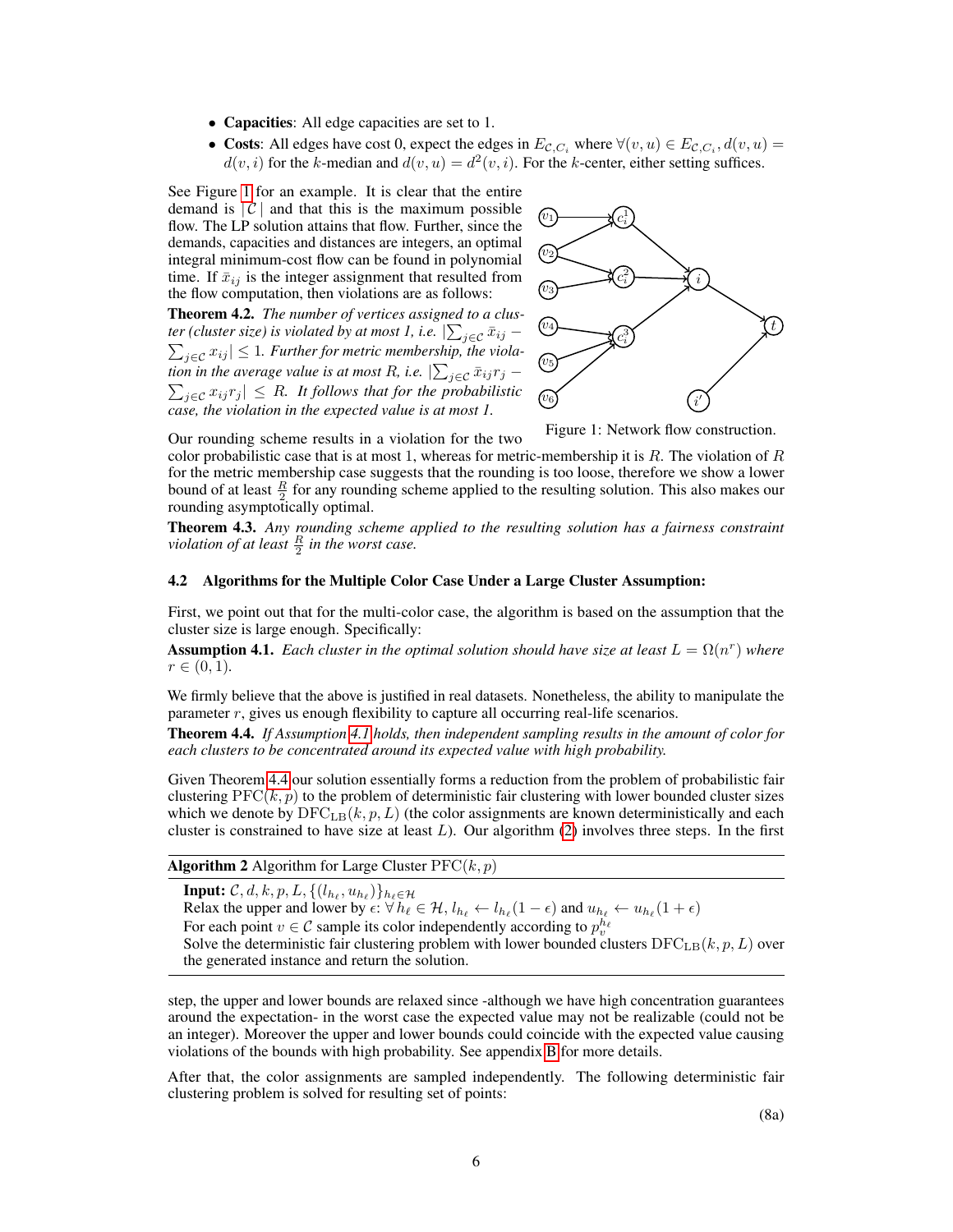- **Capacities**: All edge capacities are set to 1.
- **Costs**: All edges have cost 0, expect the edges in $E_{\mathcal{C},C_i}$ where $\forall(v,u) \in E_{\mathcal{C},C_i}, d(v,u) = d(v,i)$ for the $k$-median and $d(v,u) = d^2(v,i)$. For the $k$-center, either setting suffices.

See Figure 1 for an example. It is clear that the entire demand is $|\mathcal{C}|$ and that this is the maximum possible flow. The LP solution attains that flow. Further, since the demands, capacities and distances are integers, an optimal integral minimum-cost flow can be found in polynomial time. If $\bar{x}_{ij}$ is the integer assignment that resulted from the flow computation, then violations are as follows:

**Theorem 4.2.** *The number of vertices assigned to a cluster (cluster size) is violated by at most 1, i.e.* $|\sum_{j \in \mathcal{C}} \bar{x}_{ij} - \sum_{j \in \mathcal{C}} x_{ij}| \leq 1$*. Further for metric membership, the violation in the average value is at most $R$, i.e.* $|\sum_{j \in \mathcal{C}} \bar{x}_{ij} r_j - \sum_{j \in \mathcal{C}} x_{ij} r_j| \leq R$*. It follows that for the probabilistic case, the violation in the expected value is at most 1.*

Figure 1: Network flow construction.

Our rounding scheme results in a violation for the two color probabilistic case that is at most 1, whereas for metric-membership it is $R$. The violation of $R$ for the metric membership case suggests that the rounding is too loose, therefore we show a lower bound of at least $\frac{R}{2}$ for any rounding scheme applied to the resulting solution. This also makes our rounding asymptotically optimal.

**Theorem 4.3.** *Any rounding scheme applied to the resulting solution has a fairness constraint violation of at least $\frac{R}{2}$ in the worst case.*

### 4.2 Algorithms for the Multiple Color Case Under a Large Cluster Assumption:

First, we point out that for the multi-color case, the algorithm is based on the assumption that the cluster size is large enough. Specifically:

**Assumption 4.1.** *Each cluster in the optimal solution should have size at least $L = \Omega(n^r)$ where $r \in (0, 1)$.*

We firmly believe that the above is justified in real datasets. Nonetheless, the ability to manipulate the parameter $r$, gives us enough flexibility to capture all occurring real-life scenarios.

**Theorem 4.4.** *If Assumption 4.1 holds, then independent sampling results in the amount of color for each clusters to be concentrated around its expected value with high probability.*

Given Theorem 4.4 our solution essentially forms a reduction from the problem of probabilistic fair clustering $\text{PFC}(k, p)$ to the problem of deterministic fair clustering with lower bounded cluster sizes which we denote by $\text{DFC}_{\text{LB}}(k, p, L)$ (the color assignments are known deterministically and each cluster is constrained to have size at least $L$). Our algorithm (2) involves three steps. In the first

**Algorithm 2** Algorithm for Large Cluster $\text{PFC}(k, p)$

**Input:** $\mathcal{C}, d, k, p, L, \{(l_{h_\ell}, u_{h_\ell})\}_{h_\ell \in \mathcal{H}}$
Relax the upper and lower by $\epsilon$: $\forall\, h_\ell \in \mathcal{H}$, $l_{h_\ell} \leftarrow l_{h_\ell}(1 - \epsilon)$ and $u_{h_\ell} \leftarrow u_{h_\ell}(1 + \epsilon)$
For each point $v \in \mathcal{C}$ sample its color independently according to $p_v^{h_\ell}$
Solve the deterministic fair clustering problem with lower bounded clusters $\text{DFC}_{\text{LB}}(k, p, L)$ over the generated instance and return the solution.

step, the upper and lower bounds are relaxed since -although we have high concentration guarantees around the expectation- in the worst case the expected value may not be realizable (could not be an integer). Moreover the upper and lower bounds could coincide with the expected value causing violations of the bounds with high probability. See appendix B for more details.

After that, the color assignments are sampled independently. The following deterministic fair clustering problem is solved for resulting set of points:

(8a)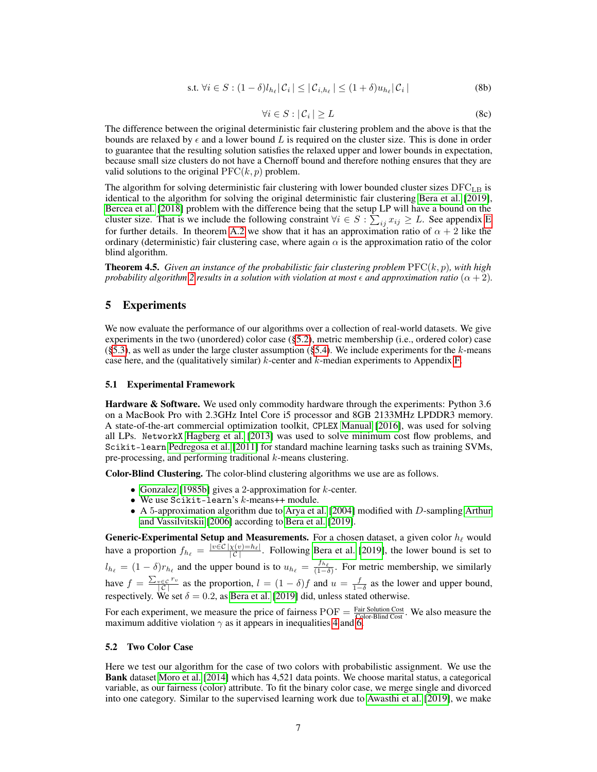$$\text{s.t. } \forall i \in S : (1-\delta) l_{h_\ell} |\mathcal{C}_i| \leq |\mathcal{C}_{i,h_\ell}| \leq (1+\delta) u_{h_\ell} |\mathcal{C}_i| \tag{8b}$$

$$\forall i \in S : |\mathcal{C}_i| \geq L \tag{8c}$$

The difference between the original deterministic fair clustering problem and the above is that the bounds are relaxed by $\epsilon$ and a lower bound $L$ is required on the cluster size. This is done in order to guarantee that the resulting solution satisfies the relaxed upper and lower bounds in expectation, because small size clusters do not have a Chernoff bound and therefore nothing ensures that they are valid solutions to the original $\mathrm{PFC}(k, p)$ problem.

The algorithm for solving deterministic fair clustering with lower bounded cluster sizes $\mathrm{DFC}_{\mathrm{LB}}$ is identical to the algorithm for solving the original deterministic fair clustering Bera et al. [2019], Bercea et al. [2018] problem with the difference being that the setup LP will have a bound on the cluster size. That is we include the following constraint $\forall i \in S : \sum_{ij} x_{ij} \geq L$. See appendix E for further details. In theorem A.2 we show that it has an approximation ratio of $\alpha + 2$ like the ordinary (deterministic) fair clustering case, where again $\alpha$ is the approximation ratio of the color blind algorithm.

**Theorem 4.5.** *Given an instance of the probabilistic fair clustering problem $\mathrm{PFC}(k, p)$, with high probability algorithm 2 results in a solution with violation at most $\epsilon$ and approximation ratio $(\alpha + 2)$.*

## 5 Experiments

We now evaluate the performance of our algorithms over a collection of real-world datasets. We give experiments in the two (unordered) color case (§5.2), metric membership (i.e., ordered color) case (§5.3), as well as under the large cluster assumption (§5.4). We include experiments for the $k$-means case here, and the (qualitatively similar) $k$-center and $k$-median experiments to Appendix F.

### 5.1 Experimental Framework

**Hardware & Software.** We used only commodity hardware through the experiments: Python 3.6 on a MacBook Pro with 2.3GHz Intel Core i5 processor and 8GB 2133MHz LPDDR3 memory. A state-of-the-art commercial optimization toolkit, `CPLEX` Manual [2016], was used for solving all LPs. `NetworkX` Hagberg et al. [2013] was used to solve minimum cost flow problems, and `Scikit-learn` Pedregosa et al. [2011] for standard machine learning tasks such as training SVMs, pre-processing, and performing traditional $k$-means clustering.

**Color-Blind Clustering.** The color-blind clustering algorithms we use are as follows.

- Gonzalez [1985b] gives a 2-approximation for $k$-center.
- We use `Scikit-learn`'s $k$-means++ module.
- A 5-approximation algorithm due to Arya et al. [2004] modified with $D$-sampling Arthur and Vassilvitskii [2006] according to Bera et al. [2019].

**Generic-Experimental Setup and Measurements.** For a chosen dataset, a given color $h_\ell$ would have a proportion $f_{h_\ell} = \frac{|v \in \mathcal{C} | \chi(v) = h_\ell|}{|\mathcal{C}|}$. Following Bera et al. [2019], the lower bound is set to $l_{h_\ell} = (1-\delta) r_{h_\ell}$ and the upper bound is to $u_{h_\ell} = \frac{f_{h_\ell}}{(1-\delta)}$. For metric membership, we similarly have $f = \frac{\sum_{v \in \mathcal{C}} r_v}{|\mathcal{C}|}$ as the proportion, $l = (1-\delta) f$ and $u = \frac{f}{1-\delta}$ as the lower and upper bound, respectively. We set $\delta = 0.2$, as Bera et al. [2019] did, unless stated otherwise.

For each experiment, we measure the price of fairness $\mathrm{POF} = \frac{\text{Fair Solution Cost}}{\text{Color-Blind Cost}}$. We also measure the maximum additive violation $\gamma$ as it appears in inequalities 4 and 6.

### 5.2 Two Color Case

Here we test our algorithm for the case of two colors with probabilistic assignment. We use the **Bank** dataset Moro et al. [2014] which has 4,521 data points. We choose marital status, a categorical variable, as our fairness (color) attribute. To fit the binary color case, we merge single and divorced into one category. Similar to the supervised learning work due to Awasthi et al. [2019], we make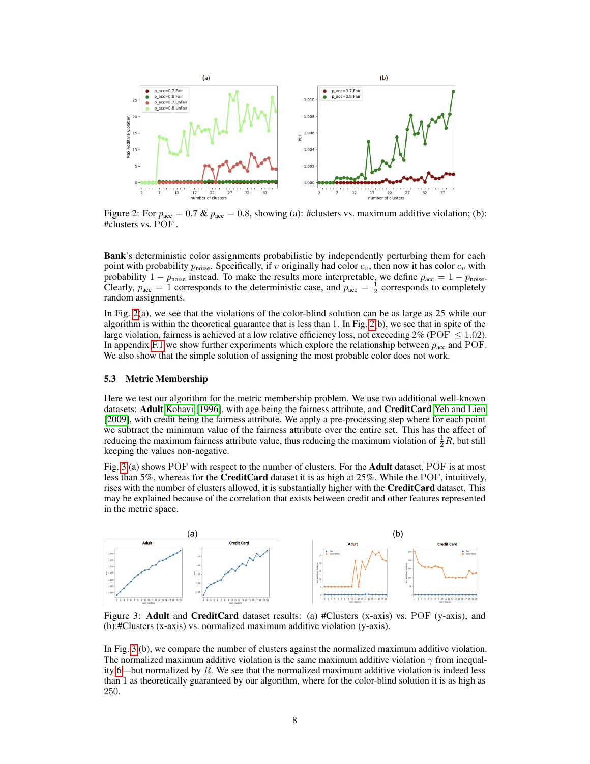Figure 2: For $p_{\text{acc}} = 0.7$ & $p_{\text{acc}} = 0.8$, showing (a): #clusters vs. maximum additive violation; (b): #clusters vs. POF .

**Bank**'s deterministic color assignments probabilistic by independently perturbing them for each point with probability $p_{\text{noise}}$. Specifically, if $v$ originally had color $c_v$, then now it has color $c_v$ with probability $1 - p_{\text{noise}}$ instead. To make the results more interpretable, we define $p_{\text{acc}} = 1 - p_{\text{noise}}$. Clearly, $p_{\text{acc}} = 1$ corresponds to the deterministic case, and $p_{\text{acc}} = \frac{1}{2}$ corresponds to completely random assignments.

In Fig. 2(a), we see that the violations of the color-blind solution can be as large as 25 while our algorithm is within the theoretical guarantee that is less than 1. In Fig. 2(b), we see that in spite of the large violation, fairness is achieved at a low relative efficiency loss, not exceeding 2% (POF $\leq 1.02$). In appendix F.1 we show further experiments which explore the relationship between $p_{\text{acc}}$ and POF. We also show that the simple solution of assigning the most probable color does not work.

### 5.3 Metric Membership

Here we test our algorithm for the metric membership problem. We use two additional well-known datasets: **Adult** Kohavi [1996], with age being the fairness attribute, and **CreditCard** Yeh and Lien [2009], with credit being the fairness attribute. We apply a pre-processing step where for each point we subtract the minimum value of the fairness attribute over the entire set. This has the affect of reducing the maximum fairness attribute value, thus reducing the maximum violation of $\frac{1}{2}R$, but still keeping the values non-negative.

Fig. 3(a) shows POF with respect to the number of clusters. For the **Adult** dataset, POF is at most less than 5%, whereas for the **CreditCard** dataset it is as high at 25%. While the POF, intuitively, rises with the number of clusters allowed, it is substantially higher with the **CreditCard** dataset. This may be explained because of the correlation that exists between credit and other features represented in the metric space.

Figure 3: **Adult** and **CreditCard** dataset results: (a) #Clusters (x-axis) vs. POF (y-axis), and (b):#Clusters (x-axis) vs. normalized maximum additive violation (y-axis).

In Fig. 3(b), we compare the number of clusters against the normalized maximum additive violation. The normalized maximum additive violation is the same maximum additive violation $\gamma$ from inequality 6—but normalized by $R$. We see that the normalized maximum additive violation is indeed less than 1 as theoretically guaranteed by our algorithm, where for the color-blind solution it is as high as 250.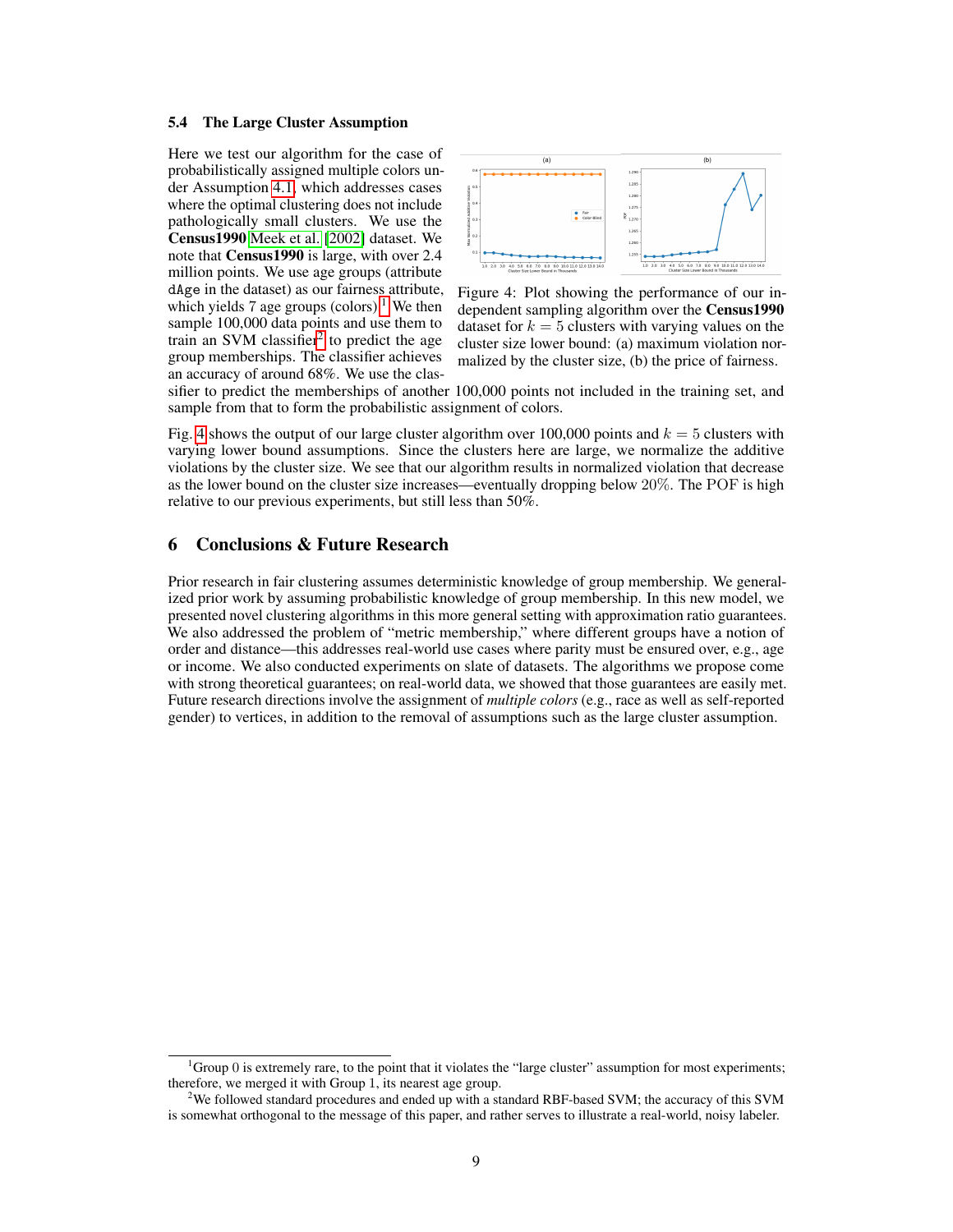### 5.4 The Large Cluster Assumption

Here we test our algorithm for the case of probabilistically assigned multiple colors under Assumption 4.1, which addresses cases where the optimal clustering does not include pathologically small clusters. We use the **Census1990** Meek et al. [2002] dataset. We note that **Census1990** is large, with over 2.4 million points. We use age groups (attribute `dAge` in the dataset) as our fairness attribute, which yields 7 age groups (colors).[1] We then sample 100,000 data points and use them to train an SVM classifier[2] to predict the age group memberships. The classifier achieves an accuracy of around 68%. We use the classifier to predict the memberships of another 100,000 points not included in the training set, and sample from that to form the probabilistic assignment of colors.

Figure 4: Plot showing the performance of our independent sampling algorithm over the **Census1990** dataset for $k = 5$ clusters with varying values on the cluster size lower bound: (a) maximum violation normalized by the cluster size, (b) the price of fairness.

Fig. 4 shows the output of our large cluster algorithm over 100,000 points and $k = 5$ clusters with varying lower bound assumptions. Since the clusters here are large, we normalize the additive violations by the cluster size. We see that our algorithm results in normalized violation that decrease as the lower bound on the cluster size increases—eventually dropping below $20\%$. The POF is high relative to our previous experiments, but still less than 50%.

## 6 Conclusions & Future Research

Prior research in fair clustering assumes deterministic knowledge of group membership. We generalized prior work by assuming probabilistic knowledge of group membership. In this new model, we presented novel clustering algorithms in this more general setting with approximation ratio guarantees. We also addressed the problem of "metric membership," where different groups have a notion of order and distance—this addresses real-world use cases where parity must be ensured over, e.g., age or income. We also conducted experiments on slate of datasets. The algorithms we propose come with strong theoretical guarantees; on real-world data, we showed that those guarantees are easily met. Future research directions involve the assignment of *multiple colors* (e.g., race as well as self-reported gender) to vertices, in addition to the removal of assumptions such as the large cluster assumption.

---

[1] Group 0 is extremely rare, to the point that it violates the "large cluster" assumption for most experiments; therefore, we merged it with Group 1, its nearest age group.

[2] We followed standard procedures and ended up with a standard RBF-based SVM; the accuracy of this SVM is somewhat orthogonal to the message of this paper, and rather serves to illustrate a real-world, noisy labeler.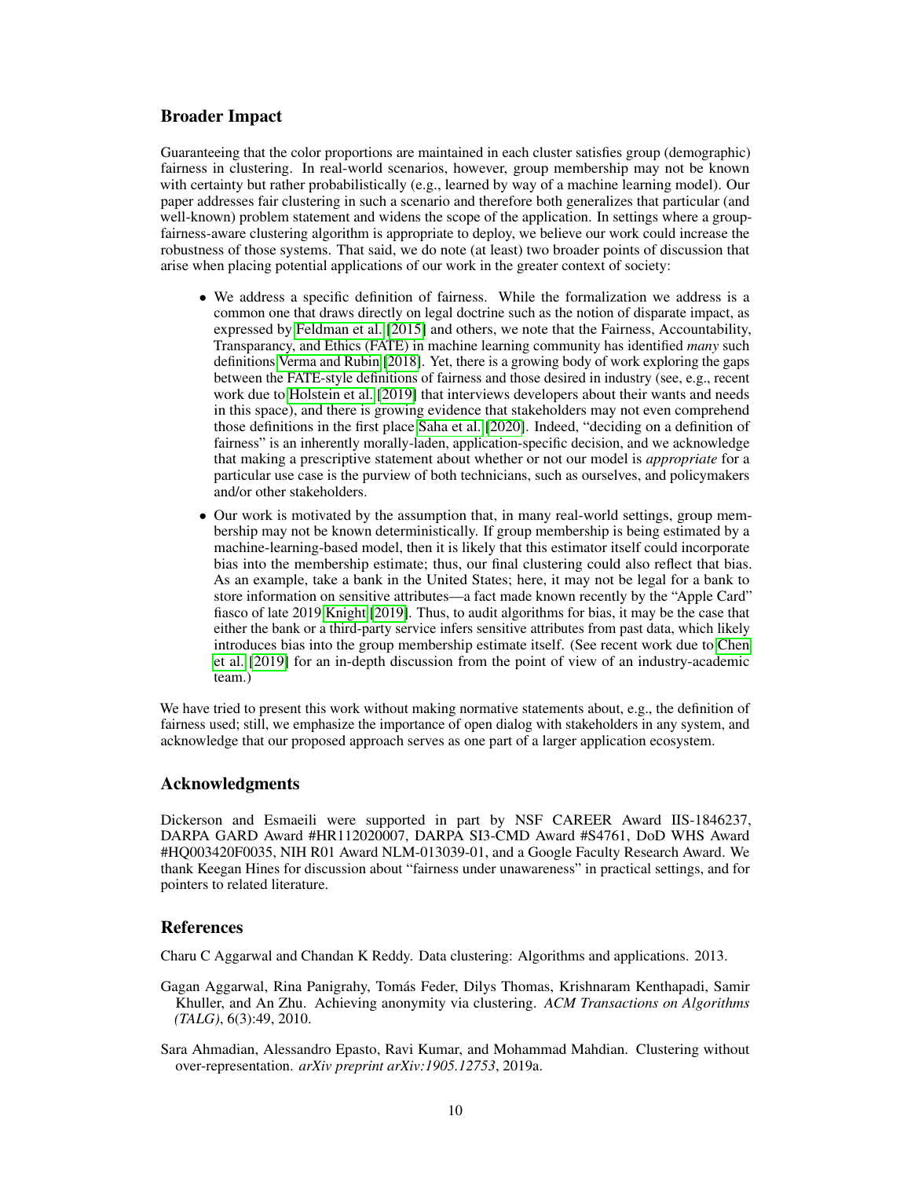## Broader Impact

Guaranteeing that the color proportions are maintained in each cluster satisfies group (demographic) fairness in clustering. In real-world scenarios, however, group membership may not be known with certainty but rather probabilistically (e.g., learned by way of a machine learning model). Our paper addresses fair clustering in such a scenario and therefore both generalizes that particular (and well-known) problem statement and widens the scope of the application. In settings where a group-fairness-aware clustering algorithm is appropriate to deploy, we believe our work could increase the robustness of those systems. That said, we do note (at least) two broader points of discussion that arise when placing potential applications of our work in the greater context of society:

- We address a specific definition of fairness. While the formalization we address is a common one that draws directly on legal doctrine such as the notion of disparate impact, as expressed by Feldman et al. [2015] and others, we note that the Fairness, Accountability, Transparancy, and Ethics (FATE) in machine learning community has identified *many* such definitions Verma and Rubin [2018]. Yet, there is a growing body of work exploring the gaps between the FATE-style definitions of fairness and those desired in industry (see, e.g., recent work due to Holstein et al. [2019] that interviews developers about their wants and needs in this space), and there is growing evidence that stakeholders may not even comprehend those definitions in the first place Saha et al. [2020]. Indeed, "deciding on a definition of fairness" is an inherently morally-laden, application-specific decision, and we acknowledge that making a prescriptive statement about whether or not our model is *appropriate* for a particular use case is the purview of both technicians, such as ourselves, and policymakers and/or other stakeholders.
- Our work is motivated by the assumption that, in many real-world settings, group membership may not be known deterministically. If group membership is being estimated by a machine-learning-based model, then it is likely that this estimator itself could incorporate bias into the membership estimate; thus, our final clustering could also reflect that bias. As an example, take a bank in the United States; here, it may not be legal for a bank to store information on sensitive attributes—a fact made known recently by the "Apple Card" fiasco of late 2019 Knight [2019]. Thus, to audit algorithms for bias, it may be the case that either the bank or a third-party service infers sensitive attributes from past data, which likely introduces bias into the group membership estimate itself. (See recent work due to Chen et al. [2019] for an in-depth discussion from the point of view of an industry-academic team.)

We have tried to present this work without making normative statements about, e.g., the definition of fairness used; still, we emphasize the importance of open dialog with stakeholders in any system, and acknowledge that our proposed approach serves as one part of a larger application ecosystem.

## Acknowledgments

Dickerson and Esmaeili were supported in part by NSF CAREER Award IIS-1846237, DARPA GARD Award #HR112020007, DARPA SI3-CMD Award #S4761, DoD WHS Award #HQ003420F0035, NIH R01 Award NLM-013039-01, and a Google Faculty Research Award. We thank Keegan Hines for discussion about "fairness under unawareness" in practical settings, and for pointers to related literature.

## References

Charu C Aggarwal and Chandan K Reddy. Data clustering: Algorithms and applications. 2013.

Gagan Aggarwal, Rina Panigrahy, Tomás Feder, Dilys Thomas, Krishnaram Kenthapadi, Samir Khuller, and An Zhu. Achieving anonymity via clustering. *ACM Transactions on Algorithms (TALG)*, 6(3):49, 2010.

Sara Ahmadian, Alessandro Epasto, Ravi Kumar, and Mohammad Mahdian. Clustering without over-representation. *arXiv preprint arXiv:1905.12753*, 2019a.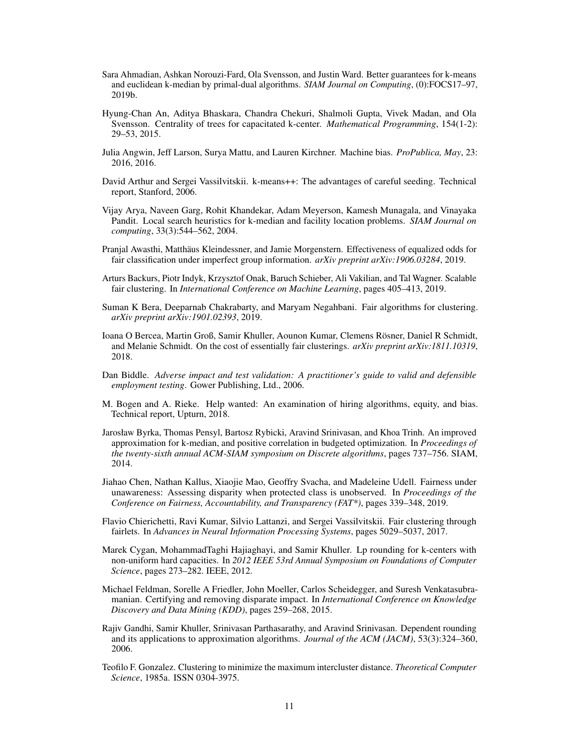Sara Ahmadian, Ashkan Norouzi-Fard, Ola Svensson, and Justin Ward. Better guarantees for k-means and euclidean k-median by primal-dual algorithms. *SIAM Journal on Computing*, (0):FOCS17–97, 2019b.

Hyung-Chan An, Aditya Bhaskara, Chandra Chekuri, Shalmoli Gupta, Vivek Madan, and Ola Svensson. Centrality of trees for capacitated k-center. *Mathematical Programming*, 154(1-2): 29–53, 2015.

Julia Angwin, Jeff Larson, Surya Mattu, and Lauren Kirchner. Machine bias. *ProPublica, May*, 23: 2016, 2016.

David Arthur and Sergei Vassilvitskii. k-means++: The advantages of careful seeding. Technical report, Stanford, 2006.

Vijay Arya, Naveen Garg, Rohit Khandekar, Adam Meyerson, Kamesh Munagala, and Vinayaka Pandit. Local search heuristics for k-median and facility location problems. *SIAM Journal on computing*, 33(3):544–562, 2004.

Pranjal Awasthi, Matthäus Kleindessner, and Jamie Morgenstern. Effectiveness of equalized odds for fair classification under imperfect group information. *arXiv preprint arXiv:1906.03284*, 2019.

Arturs Backurs, Piotr Indyk, Krzysztof Onak, Baruch Schieber, Ali Vakilian, and Tal Wagner. Scalable fair clustering. In *International Conference on Machine Learning*, pages 405–413, 2019.

Suman K Bera, Deeparnab Chakrabarty, and Maryam Negahbani. Fair algorithms for clustering. *arXiv preprint arXiv:1901.02393*, 2019.

Ioana O Bercea, Martin Groß, Samir Khuller, Aounon Kumar, Clemens Rösner, Daniel R Schmidt, and Melanie Schmidt. On the cost of essentially fair clusterings. *arXiv preprint arXiv:1811.10319*, 2018.

Dan Biddle. *Adverse impact and test validation: A practitioner's guide to valid and defensible employment testing*. Gower Publishing, Ltd., 2006.

M. Bogen and A. Rieke. Help wanted: An examination of hiring algorithms, equity, and bias. Technical report, Upturn, 2018.

Jarosław Byrka, Thomas Pensyl, Bartosz Rybicki, Aravind Srinivasan, and Khoa Trinh. An improved approximation for k-median, and positive correlation in budgeted optimization. In *Proceedings of the twenty-sixth annual ACM-SIAM symposium on Discrete algorithms*, pages 737–756. SIAM, 2014.

Jiahao Chen, Nathan Kallus, Xiaojie Mao, Geoffry Svacha, and Madeleine Udell. Fairness under unawareness: Assessing disparity when protected class is unobserved. In *Proceedings of the Conference on Fairness, Accountability, and Transparency (FAT\*)*, pages 339–348, 2019.

Flavio Chierichetti, Ravi Kumar, Silvio Lattanzi, and Sergei Vassilvitskii. Fair clustering through fairlets. In *Advances in Neural Information Processing Systems*, pages 5029–5037, 2017.

Marek Cygan, MohammadTaghi Hajiaghayi, and Samir Khuller. Lp rounding for k-centers with non-uniform hard capacities. In *2012 IEEE 53rd Annual Symposium on Foundations of Computer Science*, pages 273–282. IEEE, 2012.

Michael Feldman, Sorelle A Friedler, John Moeller, Carlos Scheidegger, and Suresh Venkatasubramanian. Certifying and removing disparate impact. In *International Conference on Knowledge Discovery and Data Mining (KDD)*, pages 259–268, 2015.

Rajiv Gandhi, Samir Khuller, Srinivasan Parthasarathy, and Aravind Srinivasan. Dependent rounding and its applications to approximation algorithms. *Journal of the ACM (JACM)*, 53(3):324–360, 2006.

Teofilo F. Gonzalez. Clustering to minimize the maximum intercluster distance. *Theoretical Computer Science*, 1985a. ISSN 0304-3975.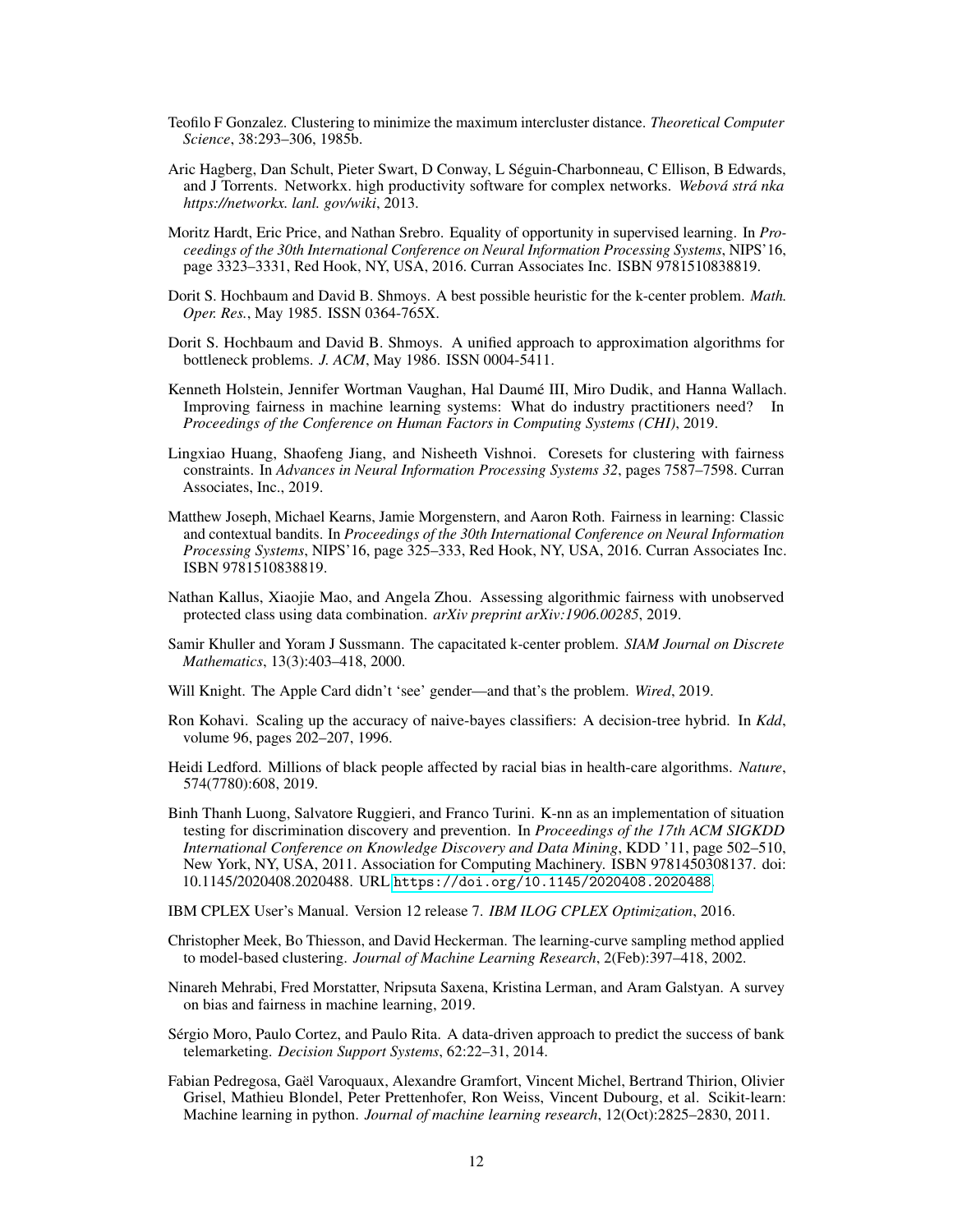Teofilo F Gonzalez. Clustering to minimize the maximum intercluster distance. *Theoretical Computer Science*, 38:293–306, 1985b.

Aric Hagberg, Dan Schult, Pieter Swart, D Conway, L Séguin-Charbonneau, C Ellison, B Edwards, and J Torrents. Networkx. high productivity software for complex networks. *Webová strá nka https://networkx. lanl. gov/wiki*, 2013.

Moritz Hardt, Eric Price, and Nathan Srebro. Equality of opportunity in supervised learning. In *Proceedings of the 30th International Conference on Neural Information Processing Systems*, NIPS'16, page 3323–3331, Red Hook, NY, USA, 2016. Curran Associates Inc. ISBN 9781510838819.

Dorit S. Hochbaum and David B. Shmoys. A best possible heuristic for the k-center problem. *Math. Oper. Res.*, May 1985. ISSN 0364-765X.

Dorit S. Hochbaum and David B. Shmoys. A unified approach to approximation algorithms for bottleneck problems. *J. ACM*, May 1986. ISSN 0004-5411.

Kenneth Holstein, Jennifer Wortman Vaughan, Hal Daumé III, Miro Dudik, and Hanna Wallach. Improving fairness in machine learning systems: What do industry practitioners need? In *Proceedings of the Conference on Human Factors in Computing Systems (CHI)*, 2019.

Lingxiao Huang, Shaofeng Jiang, and Nisheeth Vishnoi. Coresets for clustering with fairness constraints. In *Advances in Neural Information Processing Systems 32*, pages 7587–7598. Curran Associates, Inc., 2019.

Matthew Joseph, Michael Kearns, Jamie Morgenstern, and Aaron Roth. Fairness in learning: Classic and contextual bandits. In *Proceedings of the 30th International Conference on Neural Information Processing Systems*, NIPS'16, page 325–333, Red Hook, NY, USA, 2016. Curran Associates Inc. ISBN 9781510838819.

Nathan Kallus, Xiaojie Mao, and Angela Zhou. Assessing algorithmic fairness with unobserved protected class using data combination. *arXiv preprint arXiv:1906.00285*, 2019.

Samir Khuller and Yoram J Sussmann. The capacitated k-center problem. *SIAM Journal on Discrete Mathematics*, 13(3):403–418, 2000.

Will Knight. The Apple Card didn't 'see' gender—and that's the problem. *Wired*, 2019.

Ron Kohavi. Scaling up the accuracy of naive-bayes classifiers: A decision-tree hybrid. In *Kdd*, volume 96, pages 202–207, 1996.

Heidi Ledford. Millions of black people affected by racial bias in health-care algorithms. *Nature*, 574(7780):608, 2019.

Binh Thanh Luong, Salvatore Ruggieri, and Franco Turini. K-nn as an implementation of situation testing for discrimination discovery and prevention. In *Proceedings of the 17th ACM SIGKDD International Conference on Knowledge Discovery and Data Mining*, KDD '11, page 502–510, New York, NY, USA, 2011. Association for Computing Machinery. ISBN 9781450308137. doi: 10.1145/2020408.2020488. URL https://doi.org/10.1145/2020408.2020488.

IBM CPLEX User's Manual. Version 12 release 7. *IBM ILOG CPLEX Optimization*, 2016.

Christopher Meek, Bo Thiesson, and David Heckerman. The learning-curve sampling method applied to model-based clustering. *Journal of Machine Learning Research*, 2(Feb):397–418, 2002.

Ninareh Mehrabi, Fred Morstatter, Nripsuta Saxena, Kristina Lerman, and Aram Galstyan. A survey on bias and fairness in machine learning, 2019.

Sérgio Moro, Paulo Cortez, and Paulo Rita. A data-driven approach to predict the success of bank telemarketing. *Decision Support Systems*, 62:22–31, 2014.

Fabian Pedregosa, Gaël Varoquaux, Alexandre Gramfort, Vincent Michel, Bertrand Thirion, Olivier Grisel, Mathieu Blondel, Peter Prettenhofer, Ron Weiss, Vincent Dubourg, et al. Scikit-learn: Machine learning in python. *Journal of machine learning research*, 12(Oct):2825–2830, 2011.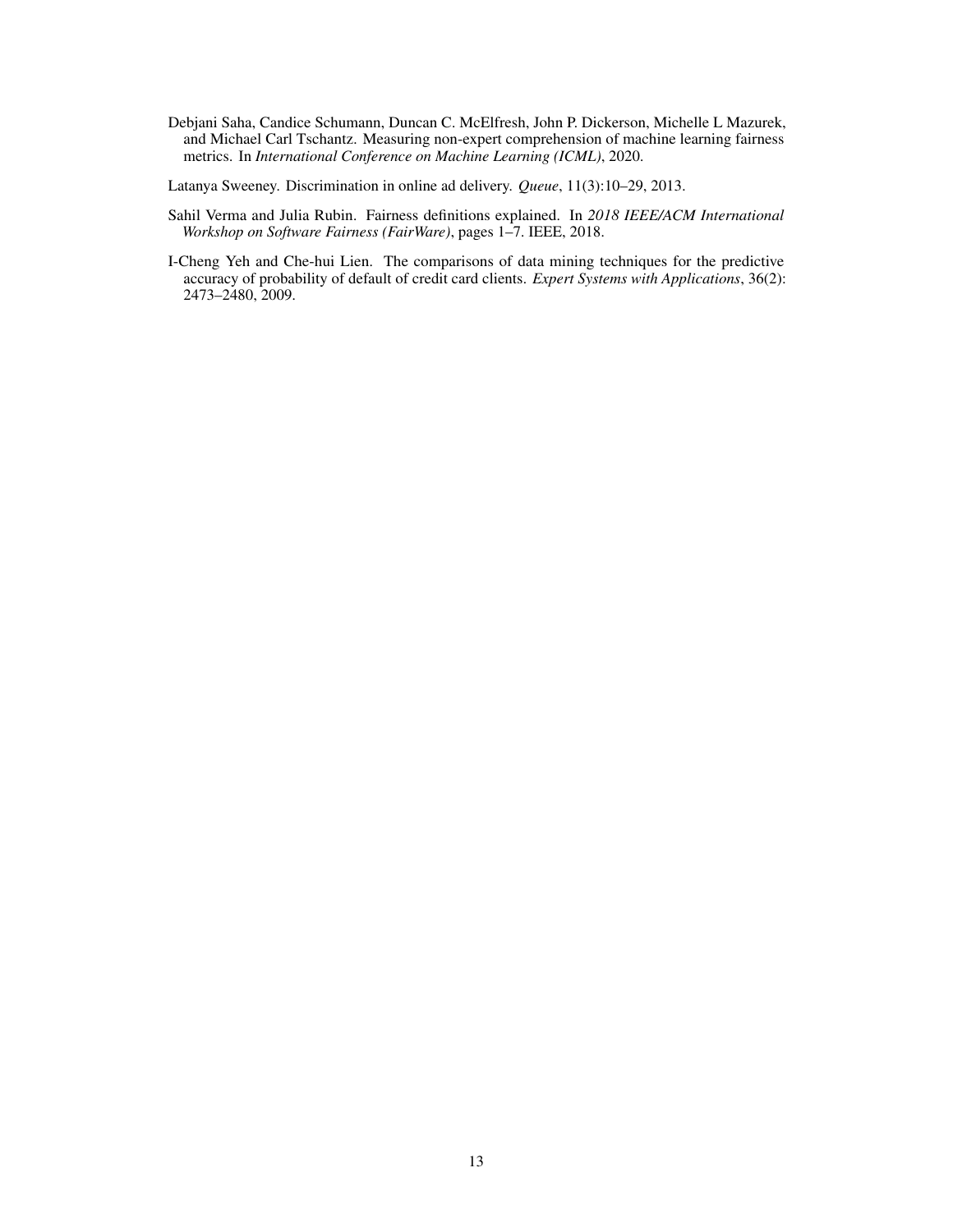Debjani Saha, Candice Schumann, Duncan C. McElfresh, John P. Dickerson, Michelle L Mazurek, and Michael Carl Tschantz. Measuring non-expert comprehension of machine learning fairness metrics. In *International Conference on Machine Learning (ICML)*, 2020.

Latanya Sweeney. Discrimination in online ad delivery. *Queue*, 11(3):10–29, 2013.

Sahil Verma and Julia Rubin. Fairness definitions explained. In *2018 IEEE/ACM International Workshop on Software Fairness (FairWare)*, pages 1–7. IEEE, 2018.

I-Cheng Yeh and Che-hui Lien. The comparisons of data mining techniques for the predictive accuracy of probability of default of credit card clients. *Expert Systems with Applications*, 36(2): 2473–2480, 2009.